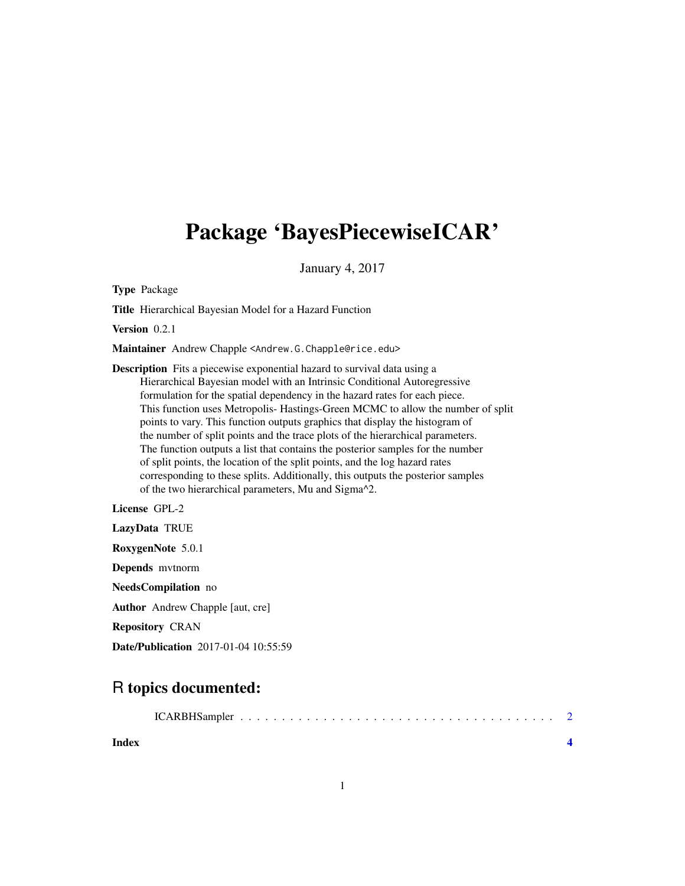# Package 'BayesPiecewiseICAR'

January 4, 2017

**Type** Package

**Title** Hierarchical Bayesian Model for a Hazard Function

**Version** 0.2.1

**Maintainer** Andrew Chapple <Andrew.G.Chapple@rice.edu>

**Description** Fits a piecewise exponential hazard to survival data using a Hierarchical Bayesian model with an Intrinsic Conditional Autoregressive formulation for the spatial dependency in the hazard rates for each piece. This function uses Metropolis- Hastings-Green MCMC to allow the number of split points to vary. This function outputs graphics that display the histogram of the number of split points and the trace plots of the hierarchical parameters. The function outputs a list that contains the posterior samples for the number of split points, the location of the split points, and the log hazard rates corresponding to these splits. Additionally, this outputs the posterior samples of the two hierarchical parameters, Mu and Sigma^2.

**License** GPL-2

**LazyData** TRUE

**RoxygenNote** 5.0.1

**Depends** mvtnorm

**NeedsCompilation** no

**Author** Andrew Chapple [aut, cre]

**Repository** CRAN

**Date/Publication** 2017-01-04 10:55:59

## R topics documented:

ICARBHSampler . . . . . . . . . . . . . . . . . . . . . . . . . . . . . . . . . . . . . . 2

**Index** **4**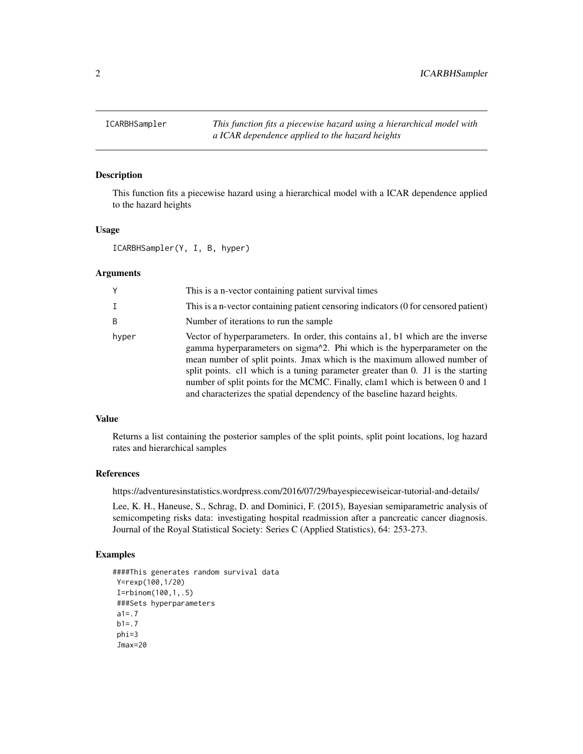ICARBHSampler *This function fits a piecewise hazard using a hierarchical model with a ICAR dependence applied to the hazard heights*

---

## Description

This function fits a piecewise hazard using a hierarchical model with a ICAR dependence applied to the hazard heights

## Usage

```
ICARBHSampler(Y, I, B, hyper)
```

## Arguments

| | |
|---|---|
| Y | This is a n-vector containing patient survival times |
| I | This is a n-vector containing patient censoring indicators (0 for censored patient) |
| B | Number of iterations to run the sample |
| hyper | Vector of hyperparameters. In order, this contains a1, b1 which are the inverse gamma hyperparameters on sigma^2. Phi which is the hyperparameter on the mean number of split points. Jmax which is the maximum allowed number of split points. cl1 which is a tuning parameter greater than 0. J1 is the starting number of split points for the MCMC. Finally, clam1 which is between 0 and 1 and characterizes the spatial dependency of the baseline hazard heights. |

## Value

Returns a list containing the posterior samples of the split points, split point locations, log hazard rates and hierarchical samples

## References

https://adventuresinstatistics.wordpress.com/2016/07/29/bayespiecewiseicar-tutorial-and-details/

Lee, K. H., Haneuse, S., Schrag, D. and Dominici, F. (2015), Bayesian semiparametric analysis of semicompeting risks data: investigating hospital readmission after a pancreatic cancer diagnosis. Journal of the Royal Statistical Society: Series C (Applied Statistics), 64: 253-273.

## Examples

```
####This generates random survival data
 Y=rexp(100,1/20)
 I=rbinom(100,1,.5)
 ###Sets hyperparameters
 a1=.7
 b1=.7
 phi=3
 Jmax=20
```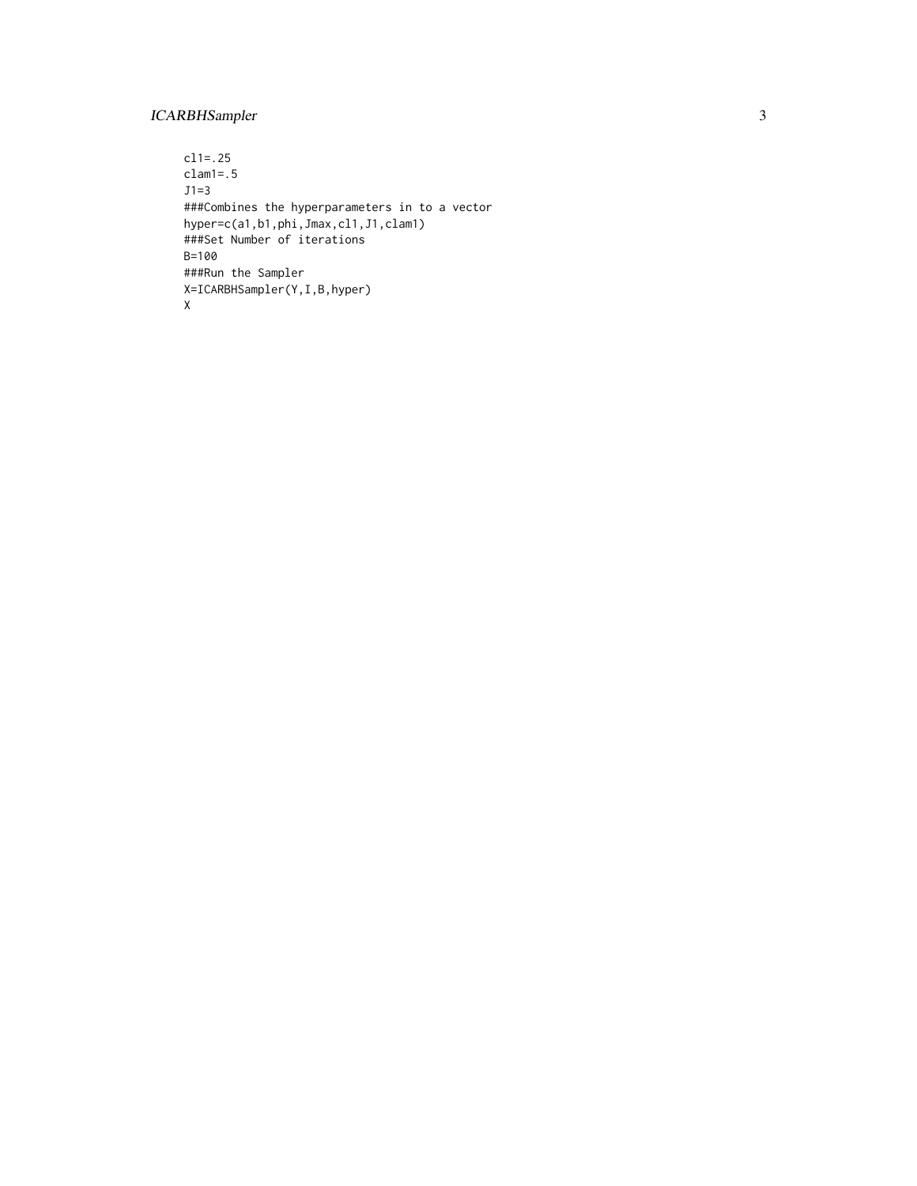```
cl1=.25
clam1=.5
J1=3
###Combines the hyperparameters in to a vector
hyper=c(a1,b1,phi,Jmax,cl1,J1,clam1)
###Set Number of iterations
B=100
###Run the Sampler
X=ICARBHSampler(Y,I,B,hyper)
X
```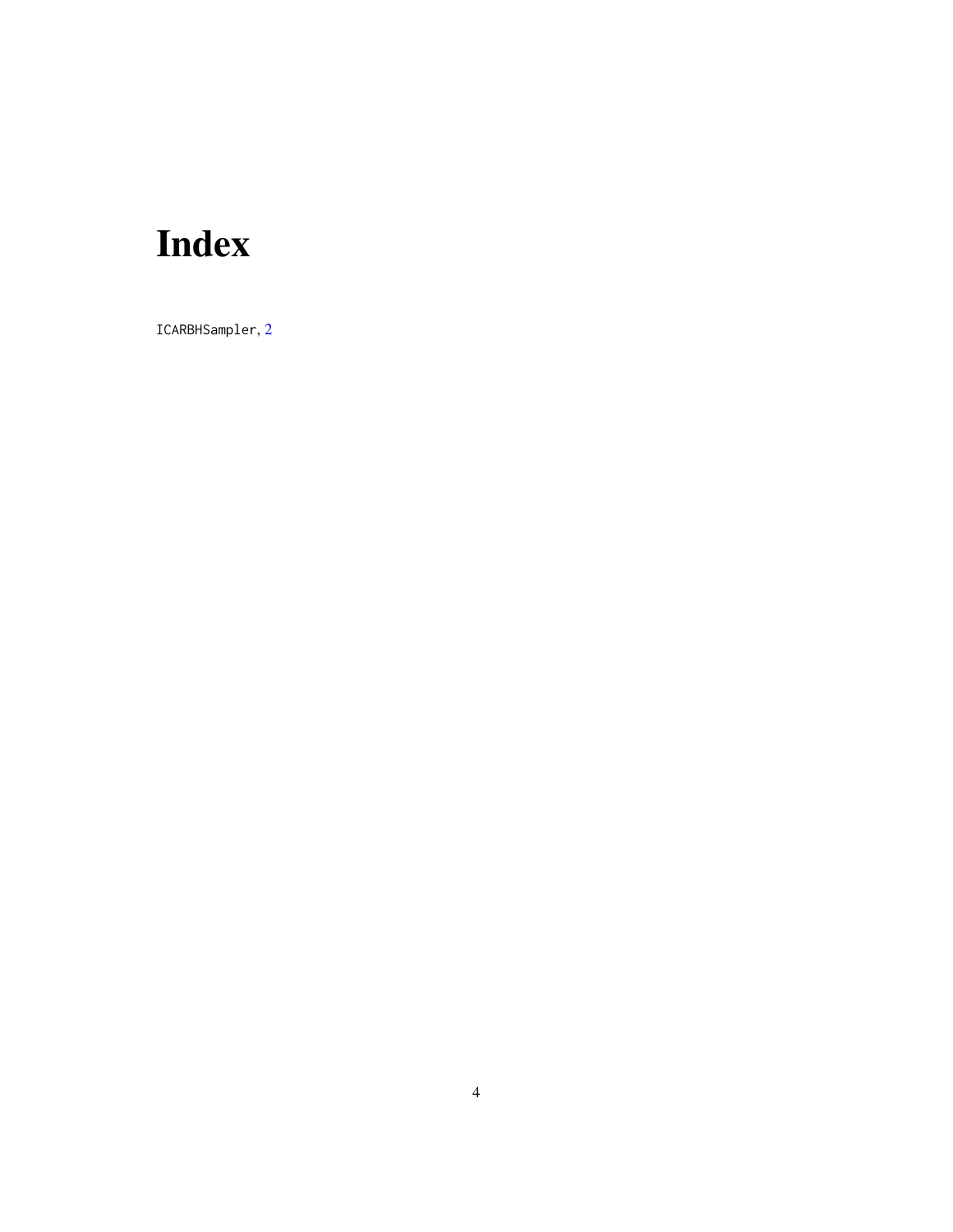# Index

ICARBHSampler, 2